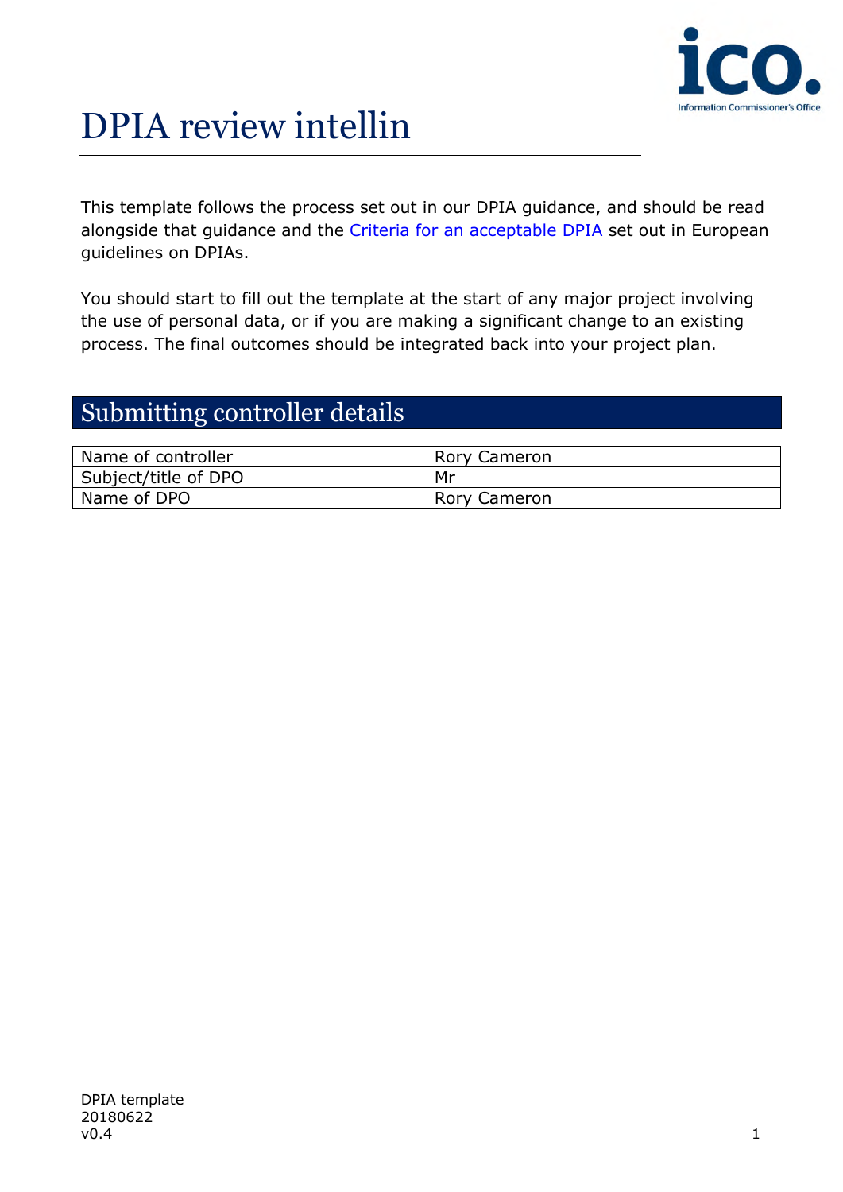# DPIA review intellin

This template follows the process set out in our DPIA guidance, and should be read alongside that guidance and the [Criteria for an acceptable DPIA] set out in European guidelines on DPIAs.

You should start to fill out the template at the start of any major project involving the use of personal data, or if you are making a significant change to an existing process. The final outcomes should be integrated back into your project plan.

## Submitting controller details

| Name of controller | Rory Cameron |
|---|---|
| Subject/title of DPO | Mr |
| Name of DPO | Rory Cameron |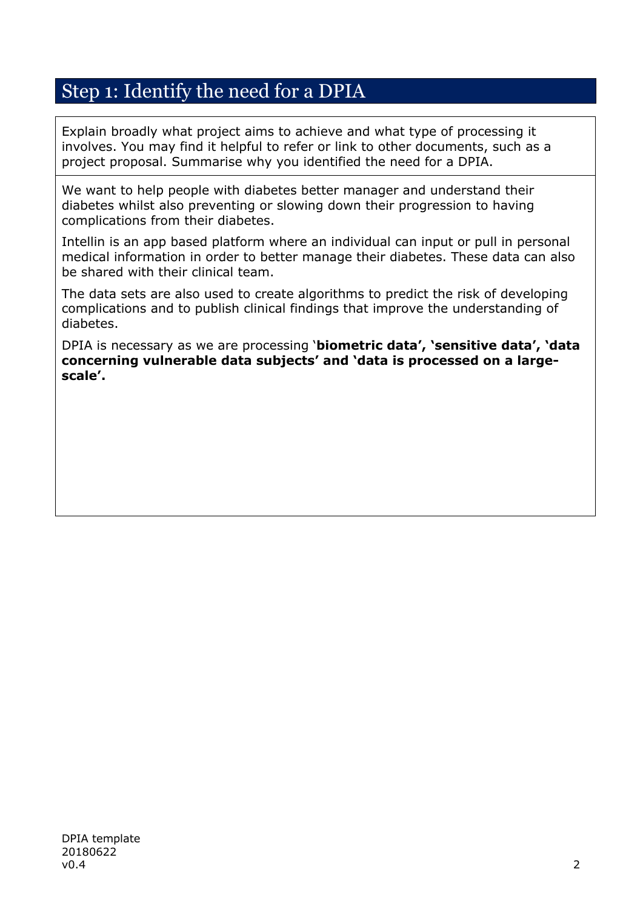## Step 1: Identify the need for a DPIA

Explain broadly what project aims to achieve and what type of processing it involves. You may find it helpful to refer or link to other documents, such as a project proposal. Summarise why you identified the need for a DPIA.

We want to help people with diabetes better manager and understand their diabetes whilst also preventing or slowing down their progression to having complications from their diabetes.

Intellin is an app based platform where an individual can input or pull in personal medical information in order to better manage their diabetes. These data can also be shared with their clinical team.

The data sets are also used to create algorithms to predict the risk of developing complications and to publish clinical findings that improve the understanding of diabetes.

DPIA is necessary as we are processing '**biometric data', 'sensitive data', 'data concerning vulnerable data subjects' and 'data is processed on a large-scale'.**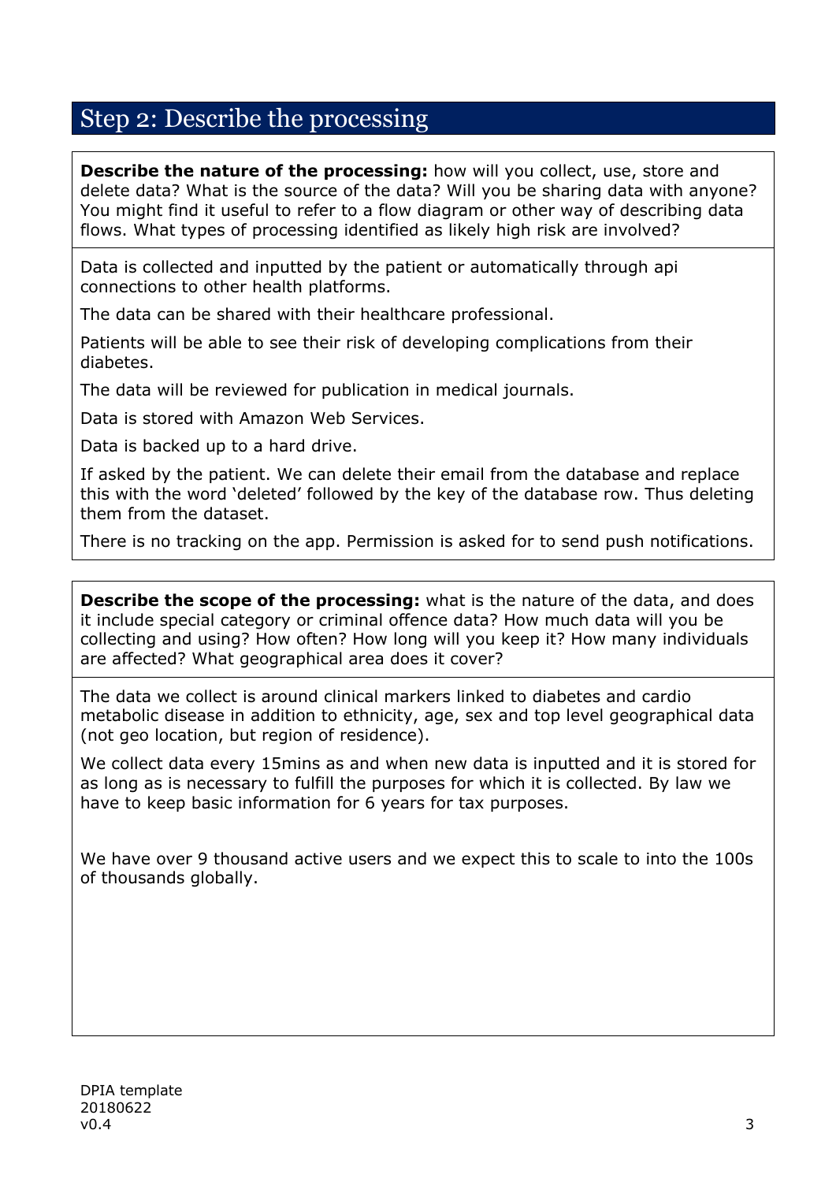## Step 2: Describe the processing

**Describe the nature of the processing:** how will you collect, use, store and delete data? What is the source of the data? Will you be sharing data with anyone? You might find it useful to refer to a flow diagram or other way of describing data flows. What types of processing identified as likely high risk are involved?

Data is collected and inputted by the patient or automatically through api connections to other health platforms.

The data can be shared with their healthcare professional.

Patients will be able to see their risk of developing complications from their diabetes.

The data will be reviewed for publication in medical journals.

Data is stored with Amazon Web Services.

Data is backed up to a hard drive.

If asked by the patient. We can delete their email from the database and replace this with the word 'deleted' followed by the key of the database row. Thus deleting them from the dataset.

There is no tracking on the app. Permission is asked for to send push notifications.

**Describe the scope of the processing:** what is the nature of the data, and does it include special category or criminal offence data? How much data will you be collecting and using? How often? How long will you keep it? How many individuals are affected? What geographical area does it cover?

The data we collect is around clinical markers linked to diabetes and cardio metabolic disease in addition to ethnicity, age, sex and top level geographical data (not geo location, but region of residence).

We collect data every 15mins as and when new data is inputted and it is stored for as long as is necessary to fulfill the purposes for which it is collected. By law we have to keep basic information for 6 years for tax purposes.

We have over 9 thousand active users and we expect this to scale to into the 100s of thousands globally.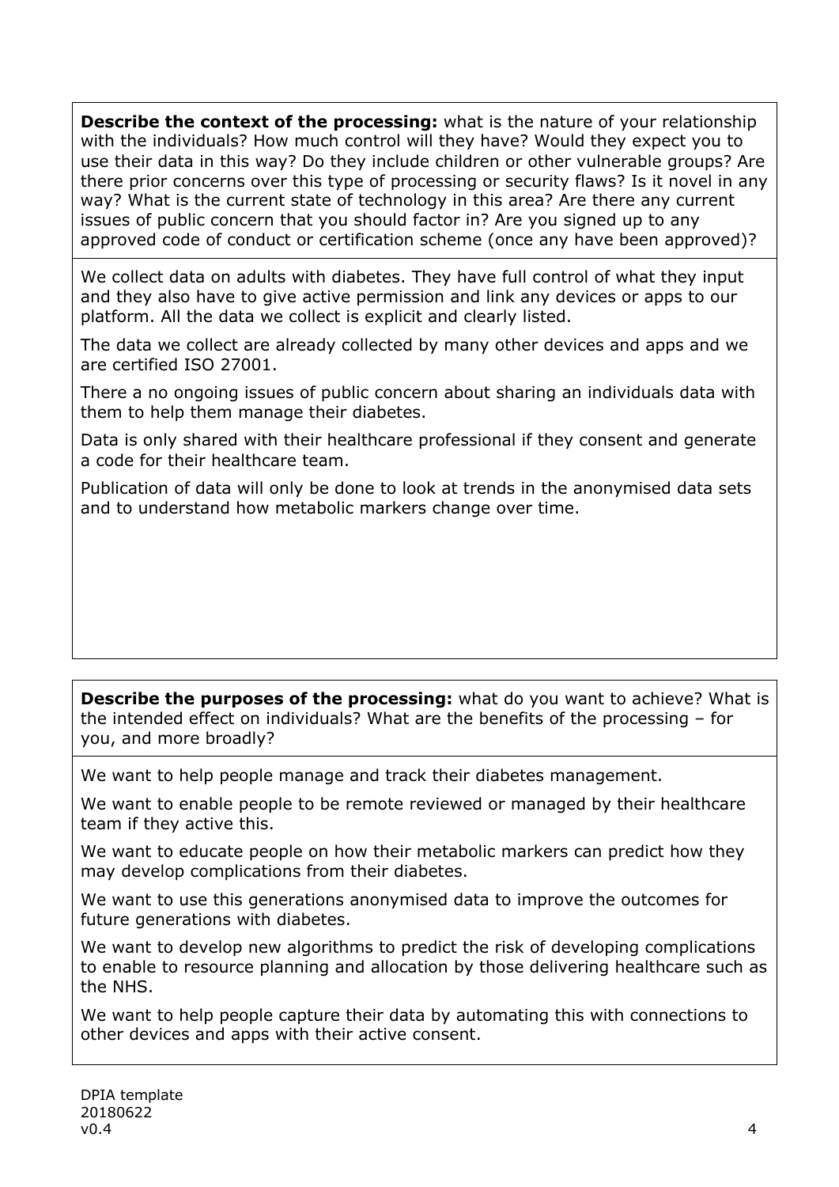**Describe the context of the processing:** what is the nature of your relationship with the individuals? How much control will they have? Would they expect you to use their data in this way? Do they include children or other vulnerable groups? Are there prior concerns over this type of processing or security flaws? Is it novel in any way? What is the current state of technology in this area? Are there any current issues of public concern that you should factor in? Are you signed up to any approved code of conduct or certification scheme (once any have been approved)?

We collect data on adults with diabetes. They have full control of what they input and they also have to give active permission and link any devices or apps to our platform. All the data we collect is explicit and clearly listed.

The data we collect are already collected by many other devices and apps and we are certified ISO 27001.

There a no ongoing issues of public concern about sharing an individuals data with them to help them manage their diabetes.

Data is only shared with their healthcare professional if they consent and generate a code for their healthcare team.

Publication of data will only be done to look at trends in the anonymised data sets and to understand how metabolic markers change over time.

**Describe the purposes of the processing:** what do you want to achieve? What is the intended effect on individuals? What are the benefits of the processing – for you, and more broadly?

We want to help people manage and track their diabetes management.

We want to enable people to be remote reviewed or managed by their healthcare team if they active this.

We want to educate people on how their metabolic markers can predict how they may develop complications from their diabetes.

We want to use this generations anonymised data to improve the outcomes for future generations with diabetes.

We want to develop new algorithms to predict the risk of developing complications to enable to resource planning and allocation by those delivering healthcare such as the NHS.

We want to help people capture their data by automating this with connections to other devices and apps with their active consent.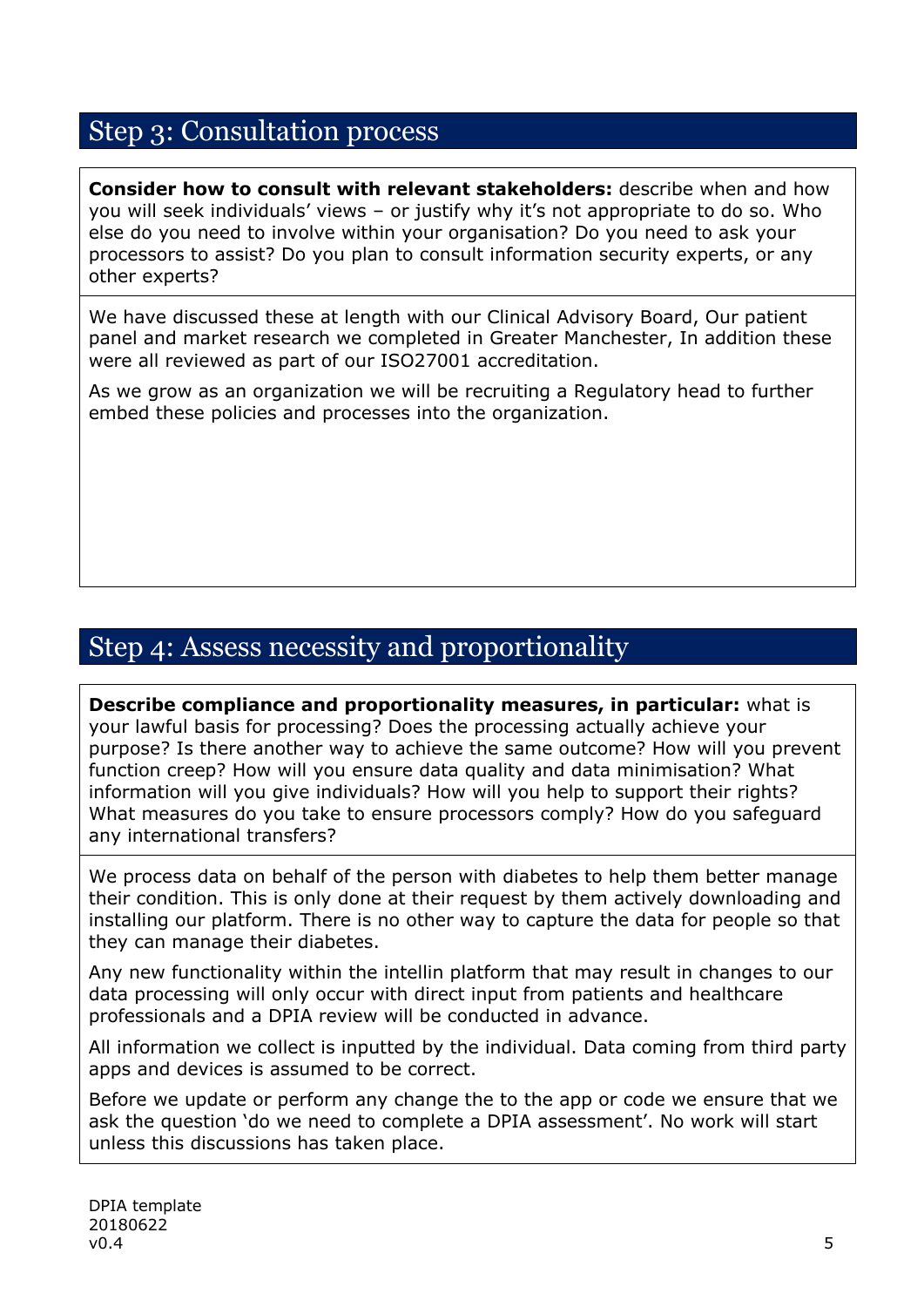## Step 3: Consultation process

**Consider how to consult with relevant stakeholders:** describe when and how you will seek individuals' views – or justify why it's not appropriate to do so. Who else do you need to involve within your organisation? Do you need to ask your processors to assist? Do you plan to consult information security experts, or any other experts?

We have discussed these at length with our Clinical Advisory Board, Our patient panel and market research we completed in Greater Manchester, In addition these were all reviewed as part of our ISO27001 accreditation.

As we grow as an organization we will be recruiting a Regulatory head to further embed these policies and processes into the organization.

## Step 4: Assess necessity and proportionality

**Describe compliance and proportionality measures, in particular:** what is your lawful basis for processing? Does the processing actually achieve your purpose? Is there another way to achieve the same outcome? How will you prevent function creep? How will you ensure data quality and data minimisation? What information will you give individuals? How will you help to support their rights? What measures do you take to ensure processors comply? How do you safeguard any international transfers?

We process data on behalf of the person with diabetes to help them better manage their condition. This is only done at their request by them actively downloading and installing our platform. There is no other way to capture the data for people so that they can manage their diabetes.

Any new functionality within the intellin platform that may result in changes to our data processing will only occur with direct input from patients and healthcare professionals and a DPIA review will be conducted in advance.

All information we collect is inputted by the individual. Data coming from third party apps and devices is assumed to be correct.

Before we update or perform any change the to the app or code we ensure that we ask the question 'do we need to complete a DPIA assessment'. No work will start unless this discussions has taken place.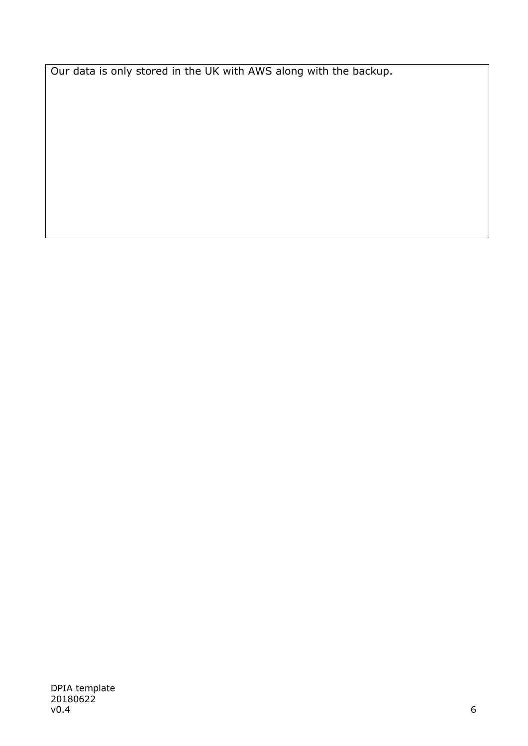Our data is only stored in the UK with AWS along with the backup.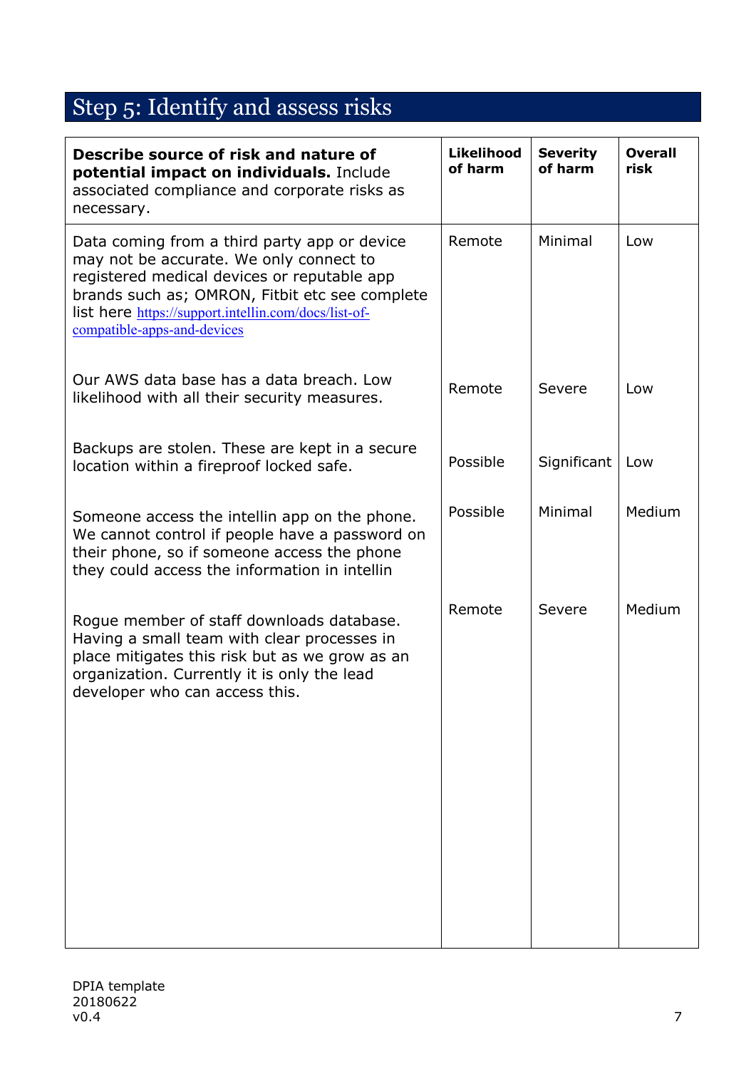# Step 5: Identify and assess risks

| **Describe source of risk and nature of potential impact on individuals.** Include associated compliance and corporate risks as necessary. | **Likelihood of harm** | **Severity of harm** | **Overall risk** |
|---|---|---|---|
| Data coming from a third party app or device may not be accurate. We only connect to registered medical devices or reputable app brands such as; OMRON, Fitbit etc see complete list here [https://support.intellin.com/docs/list-of-compatible-apps-and-devices](https://support.intellin.com/docs/list-of-compatible-apps-and-devices) | Remote | Minimal | Low |
| Our AWS data base has a data breach. Low likelihood with all their security measures. | Remote | Severe | Low |
| Backups are stolen. These are kept in a secure location within a fireproof locked safe. | Possible | Significant | Low |
| Someone access the intellin app on the phone. We cannot control if people have a password on their phone, so if someone access the phone they could access the information in intellin | Possible | Minimal | Medium |
| Rogue member of staff downloads database. Having a small team with clear processes in place mitigates this risk but as we grow as an organization. Currently it is only the lead developer who can access this. | Remote | Severe | Medium |

DPIA template
20180622
v0.4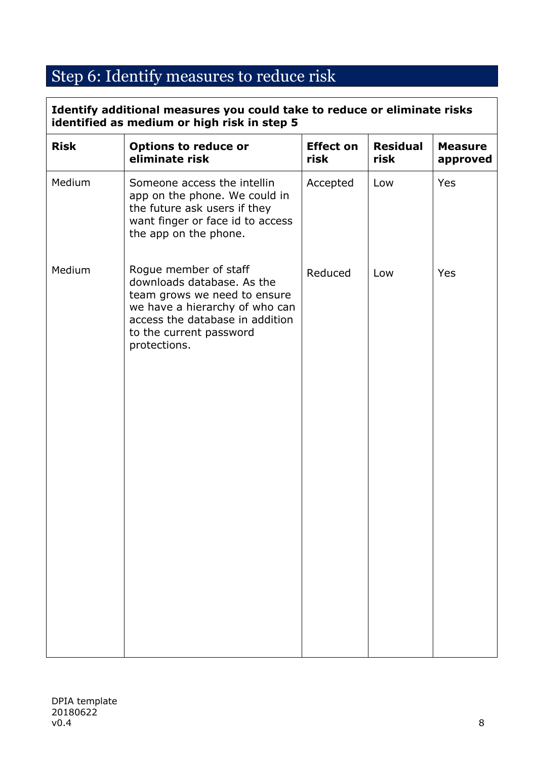## Step 6: Identify measures to reduce risk

| Identify additional measures you could take to reduce or eliminate risks identified as medium or high risk in step 5 | | | | |
|---|---|---|---|---|
| **Risk** | **Options to reduce or eliminate risk** | **Effect on risk** | **Residual risk** | **Measure approved** |
| Medium | Someone access the intellin app on the phone. We could in the future ask users if they want finger or face id to access the app on the phone. | Accepted | Low | Yes |
| Medium | Rogue member of staff downloads database. As the team grows we need to ensure we have a hierarchy of who can access the database in addition to the current password protections. | Reduced | Low | Yes |

DPIA template
20180622
v0.4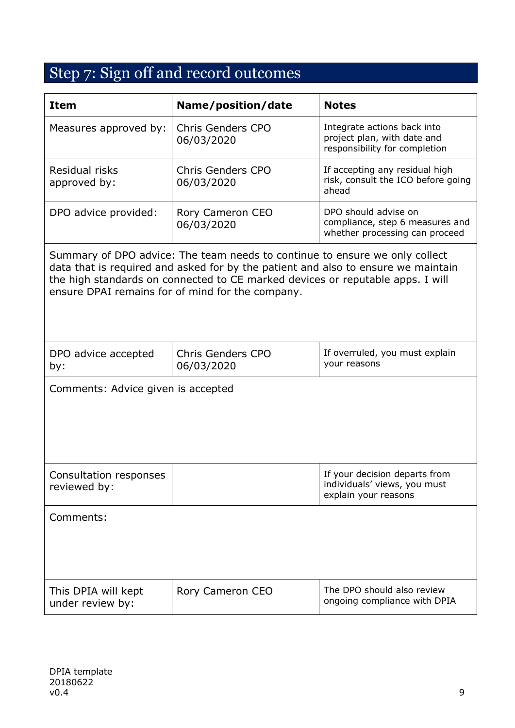## Step 7: Sign off and record outcomes

| Item | Name/position/date | Notes |
|---|---|---|
| Measures approved by: | Chris Genders CPO 06/03/2020 | Integrate actions back into project plan, with date and responsibility for completion |
| Residual risks approved by: | Chris Genders CPO 06/03/2020 | If accepting any residual high risk, consult the ICO before going ahead |
| DPO advice provided: | Rory Cameron CEO 06/03/2020 | DPO should advise on compliance, step 6 measures and whether processing can proceed |
| Summary of DPO advice: The team needs to continue to ensure we only collect data that is required and asked for by the patient and also to ensure we maintain the high standards on connected to CE marked devices or reputable apps. I will ensure DPAI remains for of mind for the company. | | |
| DPO advice accepted by: | Chris Genders CPO 06/03/2020 | If overruled, you must explain your reasons |
| Comments: Advice given is accepted | | |
| Consultation responses reviewed by: | | If your decision departs from individuals' views, you must explain your reasons |
| Comments: | | |
| This DPIA will kept under review by: | Rory Cameron CEO | The DPO should also review ongoing compliance with DPIA |

DPIA template
20180622
v0.4